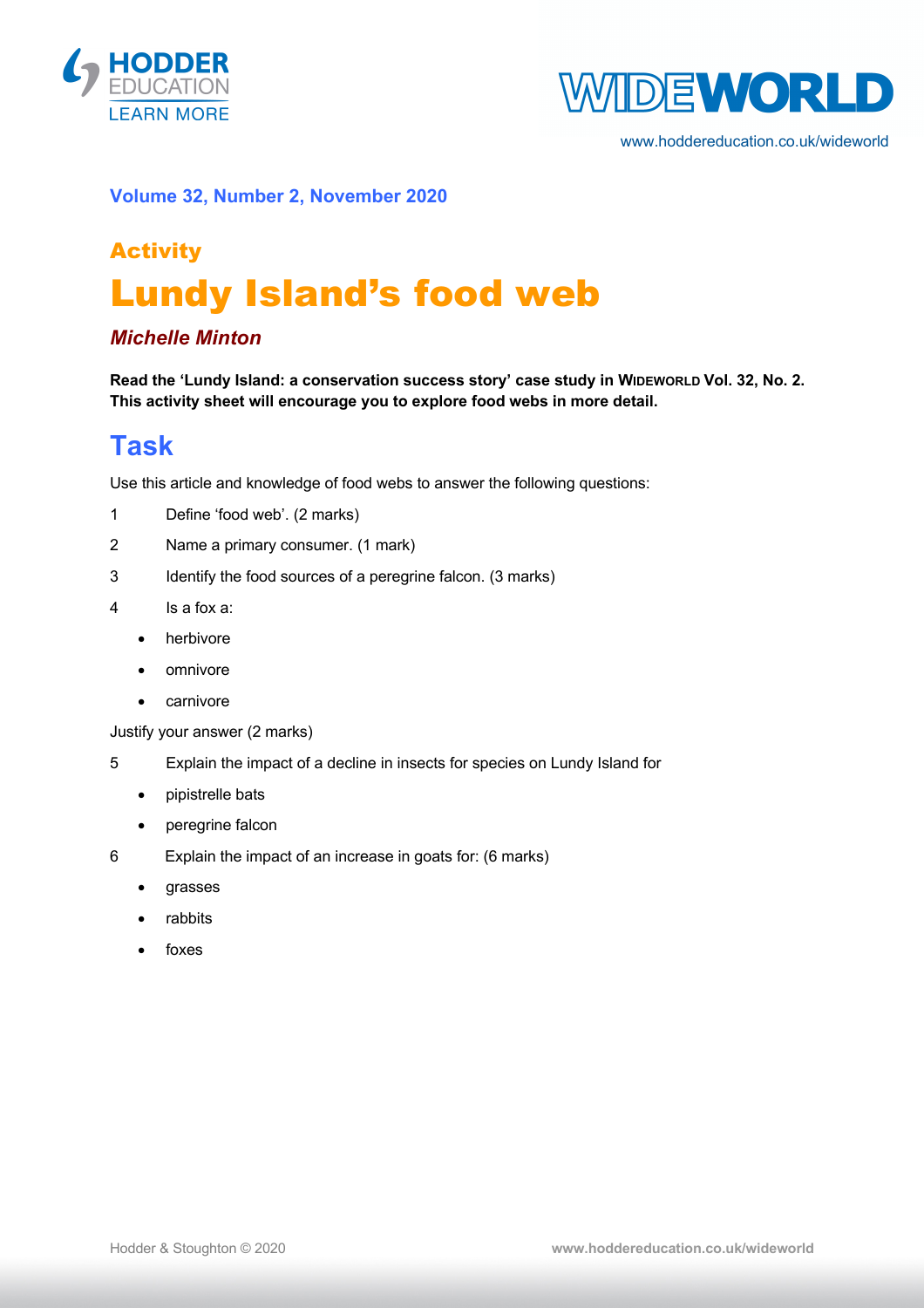Volume 32, Number 2, November 2020

## Activity

# Lundy Island's food web

***Michelle Minton***

**Read the 'Lundy Island: a conservation success story' case study in WIDEWORLD Vol. 32, No. 2. This activity sheet will encourage you to explore food webs in more detail.**

## Task

Use this article and knowledge of food webs to answer the following questions:

1 Define 'food web'. (2 marks)

2 Name a primary consumer. (1 mark)

3 Identify the food sources of a peregrine falcon. (3 marks)

4 Is a fox a:

- herbivore
- omnivore
- carnivore

Justify your answer (2 marks)

5 Explain the impact of a decline in insects for species on Lundy Island for

- pipistrelle bats
- peregrine falcon

6 Explain the impact of an increase in goats for: (6 marks)

- grasses
- rabbits
- foxes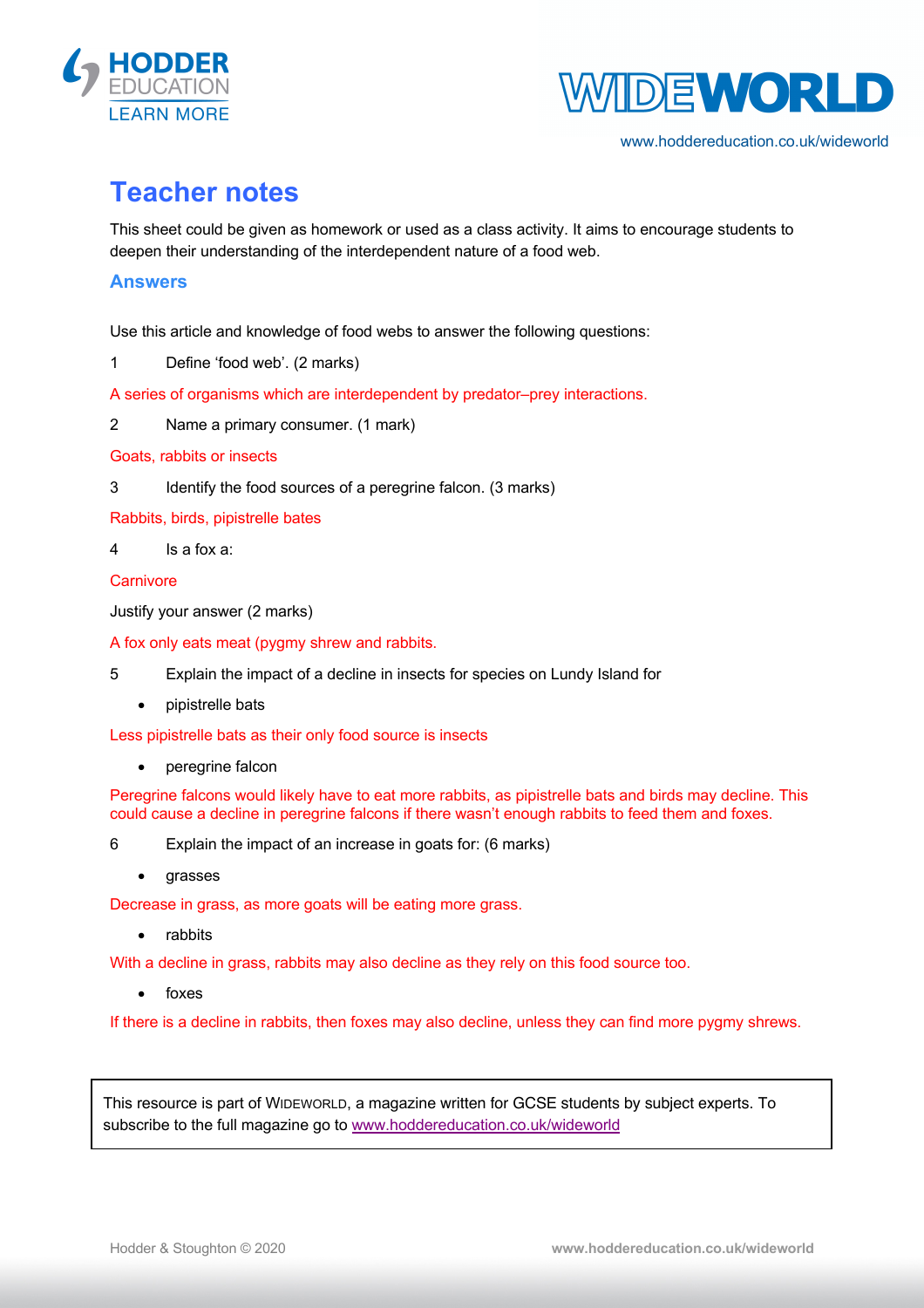# Teacher notes

This sheet could be given as homework or used as a class activity. It aims to encourage students to deepen their understanding of the interdependent nature of a food web.

## Answers

Use this article and knowledge of food webs to answer the following questions:

1 Define 'food web'. (2 marks)

A series of organisms which are interdependent by predator–prey interactions.

2 Name a primary consumer. (1 mark)

Goats, rabbits or insects

3 Identify the food sources of a peregrine falcon. (3 marks)

Rabbits, birds, pipistrelle bates

4 Is a fox a:

Carnivore

Justify your answer (2 marks)

A fox only eats meat (pygmy shrew and rabbits.

5 Explain the impact of a decline in insects for species on Lundy Island for

- pipistrelle bats

Less pipistrelle bats as their only food source is insects

- peregrine falcon

Peregrine falcons would likely have to eat more rabbits, as pipistrelle bats and birds may decline. This could cause a decline in peregrine falcons if there wasn't enough rabbits to feed them and foxes.

6 Explain the impact of an increase in goats for: (6 marks)

- grasses

Decrease in grass, as more goats will be eating more grass.

- rabbits

With a decline in grass, rabbits may also decline as they rely on this food source too.

- foxes

If there is a decline in rabbits, then foxes may also decline, unless they can find more pygmy shrews.

This resource is part of WIDEWORLD, a magazine written for GCSE students by subject experts. To subscribe to the full magazine go to www.hoddereducation.co.uk/wideworld